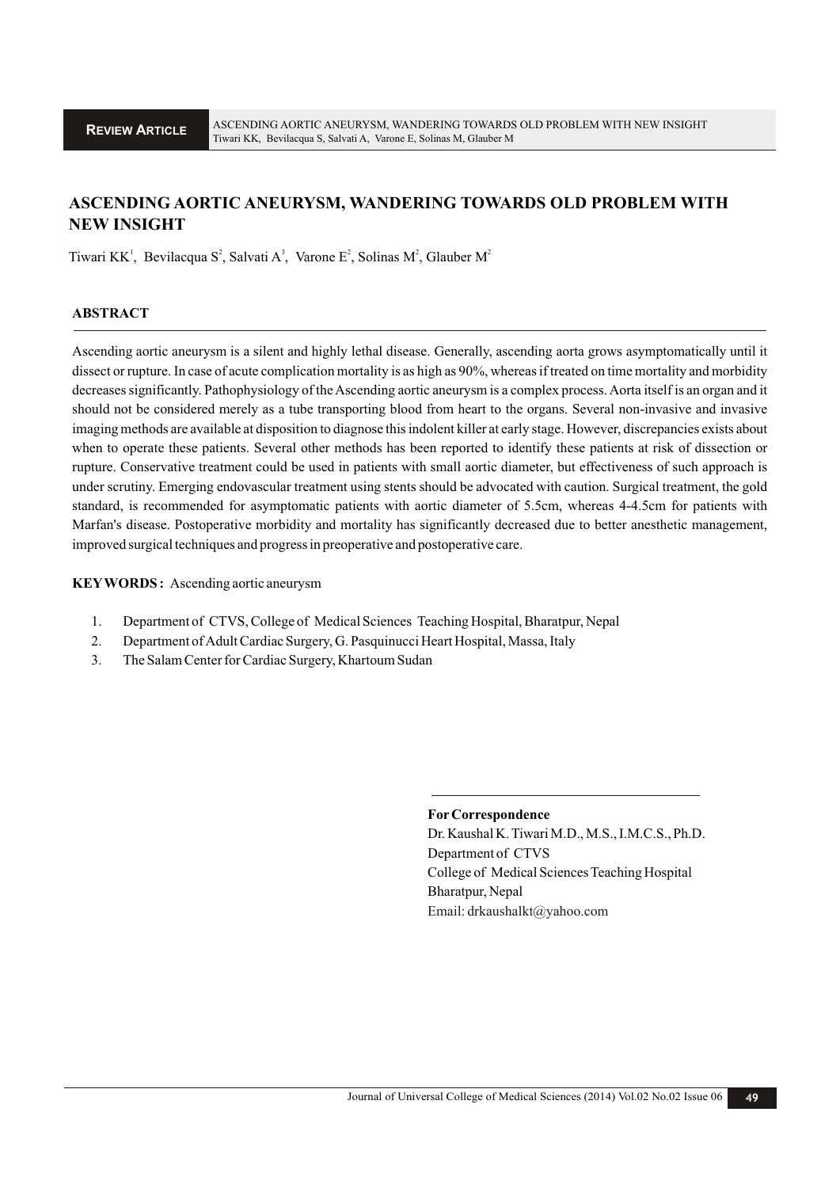**REVIEW ARTICLE**

# ASCENDING AORTIC ANEURYSM, WANDERING TOWARDS OLD PROBLEM WITH NEW INSIGHT

Tiwari KK[1], Bevilacqua S[2], Salvati A[3], Varone E[2], Solinas M[2], Glauber M[2]

## ABSTRACT

Ascending aortic aneurysm is a silent and highly lethal disease. Generally, ascending aorta grows asymptomatically until it dissect or rupture. In case of acute complication mortality is as high as 90%, whereas if treated on time mortality and morbidity decreases significantly. Pathophysiology of the Ascending aortic aneurysm is a complex process. Aorta itself is an organ and it should not be considered merely as a tube transporting blood from heart to the organs. Several non-invasive and invasive imaging methods are available at disposition to diagnose this indolent killer at early stage. However, discrepancies exists about when to operate these patients. Several other methods has been reported to identify these patients at risk of dissection or rupture. Conservative treatment could be used in patients with small aortic diameter, but effectiveness of such approach is under scrutiny. Emerging endovascular treatment using stents should be advocated with caution. Surgical treatment, the gold standard, is recommended for asymptomatic patients with aortic diameter of 5.5cm, whereas 4-4.5cm for patients with Marfan's disease. Postoperative morbidity and mortality has significantly decreased due to better anesthetic management, improved surgical techniques and progress in preoperative and postoperative care.

**KEYWORDS :** Ascending aortic aneurysm

1. Department of CTVS, College of Medical Sciences Teaching Hospital, Bharatpur, Nepal
2. Department of Adult Cardiac Surgery, G. Pasquinucci Heart Hospital, Massa, Italy
3. The Salam Center for Cardiac Surgery, Khartoum Sudan

**For Correspondence**
Dr. Kaushal K. Tiwari M.D., M.S., I.M.C.S., Ph.D.
Department of CTVS
College of Medical Sciences Teaching Hospital
Bharatpur, Nepal
Email: drkaushalkt@yahoo.com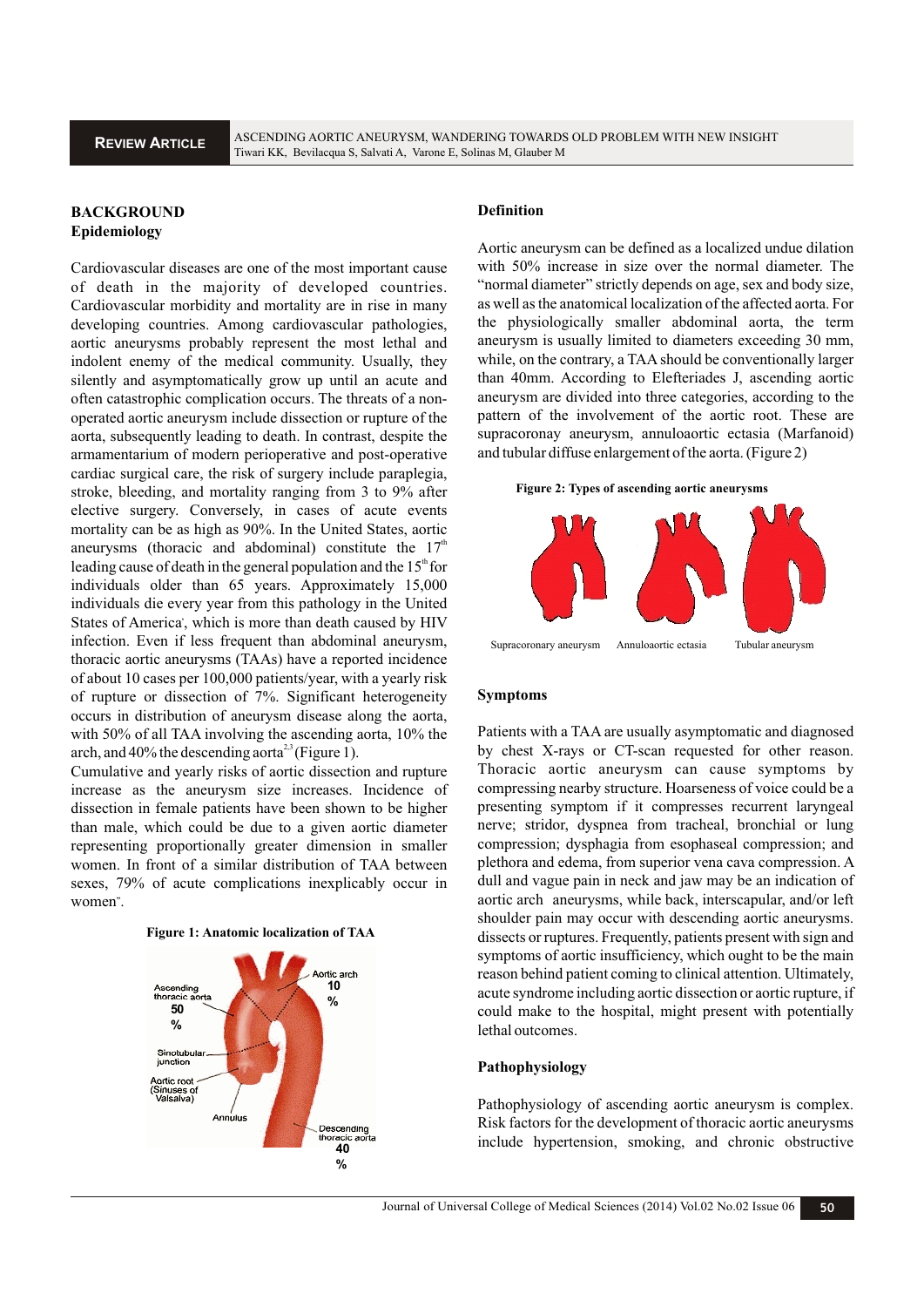## BACKGROUND

### Epidemiology

Cardiovascular diseases are one of the most important cause of death in the majority of developed countries. Cardiovascular morbidity and mortality are in rise in many developing countries. Among cardiovascular pathologies, aortic aneurysms probably represent the most lethal and indolent enemy of the medical community. Usually, they silently and asymptomatically grow up until an acute and often catastrophic complication occurs. The threats of a non-operated aortic aneurysm include dissection or rupture of the aorta, subsequently leading to death. In contrast, despite the armamentarium of modern perioperative and post-operative cardiac surgical care, the risk of surgery include paraplegia, stroke, bleeding, and mortality ranging from 3 to 9% after elective surgery. Conversely, in cases of acute events mortality can be as high as 90%. In the United States, aortic aneurysms (thoracic and abdominal) constitute the 17th leading cause of death in the general population and the 15th for individuals older than 65 years. Approximately 15,000 individuals die every year from this pathology in the United States of America[1], which is more than death caused by HIV infection. Even if less frequent than abdominal aneurysm, thoracic aortic aneurysms (TAAs) have a reported incidence of about 10 cases per 100,000 patients/year, with a yearly risk of rupture or dissection of 7%. Significant heterogeneity occurs in distribution of aneurysm disease along the aorta, with 50% of all TAA involving the ascending aorta, 10% the arch, and 40% the descending aorta[2,3] (Figure 1).

Cumulative and yearly risks of aortic dissection and rupture increase as the aneurysm size increases. Incidence of dissection in female patients have been shown to be higher than male, which could be due to a given aortic diameter representing proportionally greater dimension in smaller women. In front of a similar distribution of TAA between sexes, 79% of acute complications inexplicably occur in women[4].

**Figure 1: Anatomic localization of TAA**

Ascending thoracic aorta 50 %; Aortic arch 10 %; Descending thoracic aorta 40 %; Sinotubular junction; Aortic root (Sinuses of Valsalva); Annulus

### Definition

Aortic aneurysm can be defined as a localized undue dilation with 50% increase in size over the normal diameter. The "normal diameter" strictly depends on age, sex and body size, as well as the anatomical localization of the affected aorta. For the physiologically smaller abdominal aorta, the term aneurysm is usually limited to diameters exceeding 30 mm, while, on the contrary, a TAA should be conventionally larger than 40mm. According to Elefteriades J, ascending aortic aneurysm are divided into three categories, according to the pattern of the involvement of the aortic root. These are supracoronay aneurysm, annuloaortic ectasia (Marfanoid) and tubular diffuse enlargement of the aorta. (Figure 2)

**Figure 2: Types of ascending aortic aneurysms**

Supracoronary aneurysm; Annuloaortic ectasia; Tubular aneurysm

### Symptoms

Patients with a TAA are usually asymptomatic and diagnosed by chest X-rays or CT-scan requested for other reason. Thoracic aortic aneurysm can cause symptoms by compressing nearby structure. Hoarseness of voice could be a presenting symptom if it compresses recurrent laryngeal nerve; stridor, dyspnea from tracheal, bronchial or lung compression; dysphagia from esophaseal compression; and plethora and edema, from superior vena cava compression. A dull and vague pain in neck and jaw may be an indication of aortic arch aneurysms, while back, interscapular, and/or left shoulder pain may occur with descending aortic aneurysms. dissects or ruptures. Frequently, patients present with sign and symptoms of aortic insufficiency, which ought to be the main reason behind patient coming to clinical attention. Ultimately, acute syndrome including aortic dissection or aortic rupture, if could make to the hospital, might present with potentially lethal outcomes.

### Pathophysiology

Pathophysiology of ascending aortic aneurysm is complex. Risk factors for the development of thoracic aortic aneurysms include hypertension, smoking, and chronic obstructive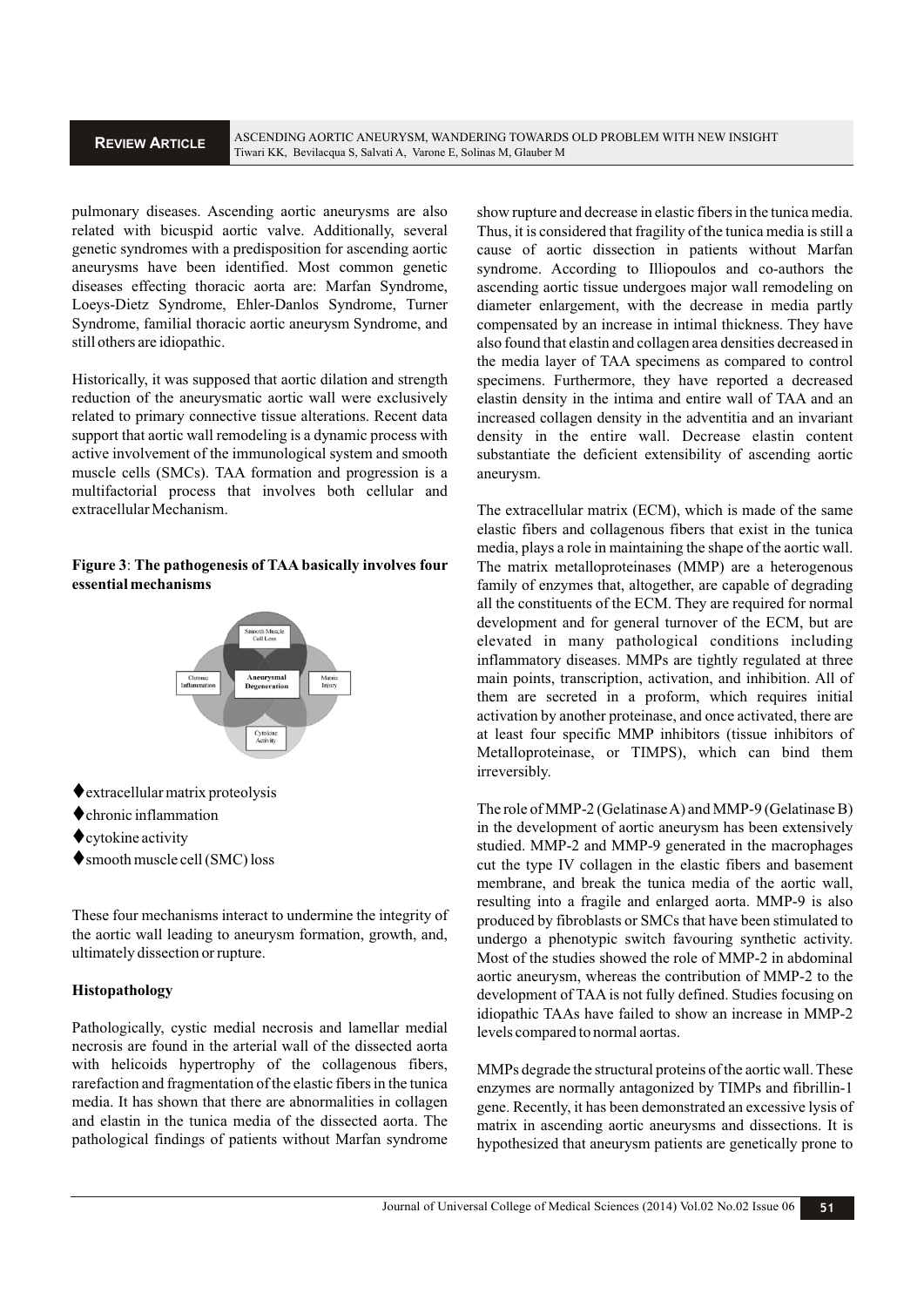pulmonary diseases. Ascending aortic aneurysms are also related with bicuspid aortic valve. Additionally, several genetic syndromes with a predisposition for ascending aortic aneurysms have been identified. Most common genetic diseases effecting thoracic aorta are: Marfan Syndrome, Loeys-Dietz Syndrome, Ehler-Danlos Syndrome, Turner Syndrome, familial thoracic aortic aneurysm Syndrome, and still others are idiopathic.

Historically, it was supposed that aortic dilation and strength reduction of the aneurysmatic aortic wall were exclusively related to primary connective tissue alterations. Recent data support that aortic wall remodeling is a dynamic process with active involvement of the immunological system and smooth muscle cells (SMCs). TAA formation and progression is a multifactorial process that involves both cellular and extracellular Mechanism.

**Figure 3**: **The pathogenesis of TAA basically involves four essential mechanisms**

- ♦extracellular matrix proteolysis
- ♦chronic inflammation
- ♦cytokine activity
- ♦smooth muscle cell (SMC) loss

These four mechanisms interact to undermine the integrity of the aortic wall leading to aneurysm formation, growth, and, ultimately dissection or rupture.

### Histopathology

Pathologically, cystic medial necrosis and lamellar medial necrosis are found in the arterial wall of the dissected aorta with helicoids hypertrophy of the collagenous fibers, rarefaction and fragmentation of the elastic fibers in the tunica media. It has shown that there are abnormalities in collagen and elastin in the tunica media of the dissected aorta. The pathological findings of patients without Marfan syndrome show rupture and decrease in elastic fibers in the tunica media. Thus, it is considered that fragility of the tunica media is still a cause of aortic dissection in patients without Marfan syndrome. According to Illiopoulos and co-authors the ascending aortic tissue undergoes major wall remodeling on diameter enlargement, with the decrease in media partly compensated by an increase in intimal thickness. They have also found that elastin and collagen area densities decreased in the media layer of TAA specimens as compared to control specimens. Furthermore, they have reported a decreased elastin density in the intima and entire wall of TAA and an increased collagen density in the adventitia and an invariant density in the entire wall. Decrease elastin content substantiate the deficient extensibility of ascending aortic aneurysm.

The extracellular matrix (ECM), which is made of the same elastic fibers and collagenous fibers that exist in the tunica media, plays a role in maintaining the shape of the aortic wall. The matrix metalloproteinases (MMP) are a heterogenous family of enzymes that, altogether, are capable of degrading all the constituents of the ECM. They are required for normal development and for general turnover of the ECM, but are elevated in many pathological conditions including inflammatory diseases. MMPs are tightly regulated at three main points, transcription, activation, and inhibition. All of them are secreted in a proform, which requires initial activation by another proteinase, and once activated, there are at least four specific MMP inhibitors (tissue inhibitors of Metalloproteinase, or TIMPS), which can bind them irreversibly.

The role of MMP-2 (Gelatinase A) and MMP-9 (Gelatinase B) in the development of aortic aneurysm has been extensively studied. MMP-2 and MMP-9 generated in the macrophages cut the type IV collagen in the elastic fibers and basement membrane, and break the tunica media of the aortic wall, resulting into a fragile and enlarged aorta. MMP-9 is also produced by fibroblasts or SMCs that have been stimulated to undergo a phenotypic switch favouring synthetic activity. Most of the studies showed the role of MMP-2 in abdominal aortic aneurysm, whereas the contribution of MMP-2 to the development of TAA is not fully defined. Studies focusing on idiopathic TAAs have failed to show an increase in MMP-2 levels compared to normal aortas.

MMPs degrade the structural proteins of the aortic wall. These enzymes are normally antagonized by TIMPs and fibrillin-1 gene. Recently, it has been demonstrated an excessive lysis of matrix in ascending aortic aneurysms and dissections. It is hypothesized that aneurysm patients are genetically prone to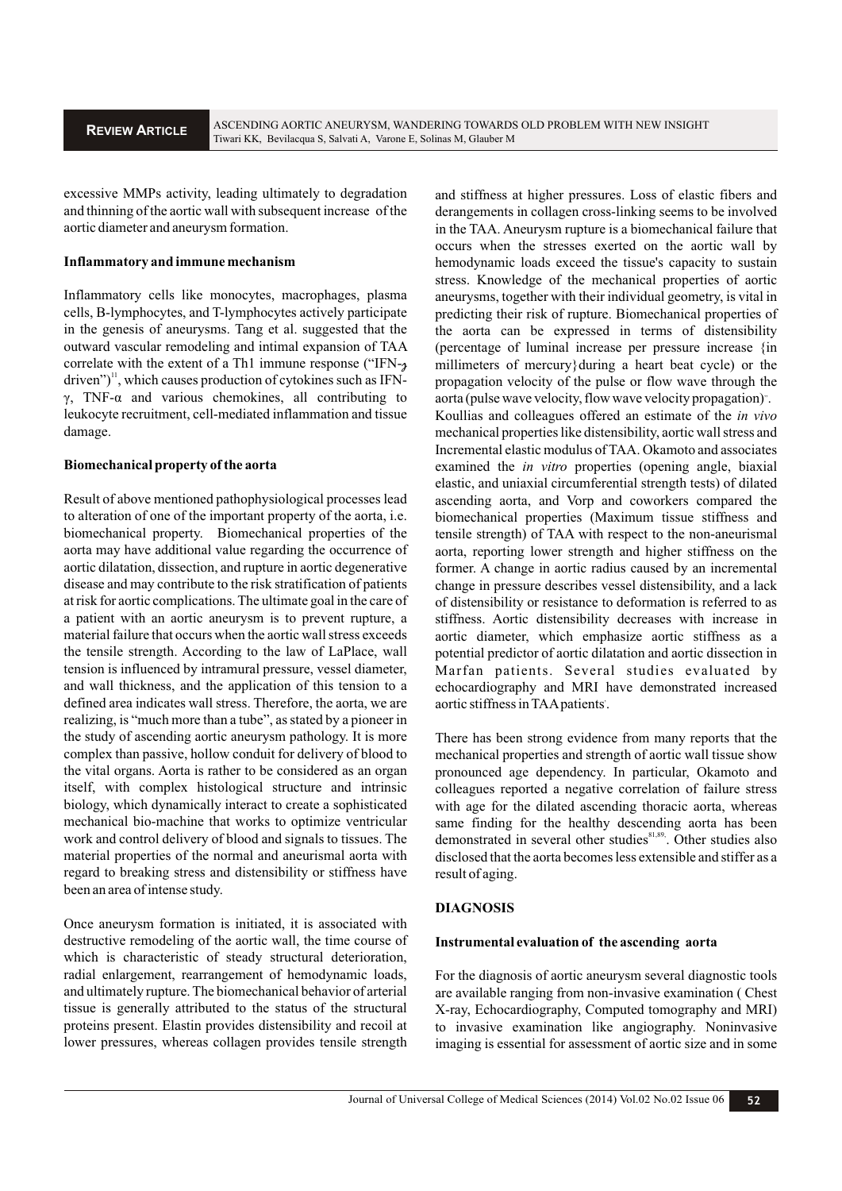excessive MMPs activity, leading ultimately to degradation and thinning of the aortic wall with subsequent increase of the aortic diameter and aneurysm formation.

### Inflammatory and immune mechanism

Inflammatory cells like monocytes, macrophages, plasma cells, B-lymphocytes, and T-lymphocytes actively participate in the genesis of aneurysms. Tang et al. suggested that the outward vascular remodeling and intimal expansion of TAA correlate with the extent of a Th1 immune response ("IFN-γ driven")[11], which causes production of cytokines such as IFN-γ, TNF-α and various chemokines, all contributing to leukocyte recruitment, cell-mediated inflammation and tissue damage.

### Biomechanical property of the aorta

Result of above mentioned pathophysiological processes lead to alteration of one of the important property of the aorta, i.e. biomechanical property. Biomechanical properties of the aorta may have additional value regarding the occurrence of aortic dilatation, dissection, and rupture in aortic degenerative disease and may contribute to the risk stratification of patients at risk for aortic complications. The ultimate goal in the care of a patient with an aortic aneurysm is to prevent rupture, a material failure that occurs when the aortic wall stress exceeds the tensile strength. According to the law of LaPlace, wall tension is influenced by intramural pressure, vessel diameter, and wall thickness, and the application of this tension to a defined area indicates wall stress. Therefore, the aorta, we are realizing, is "much more than a tube", as stated by a pioneer in the study of ascending aortic aneurysm pathology. It is more complex than passive, hollow conduit for delivery of blood to the vital organs. Aorta is rather to be considered as an organ itself, with complex histological structure and intrinsic biology, which dynamically interact to create a sophisticated mechanical bio-machine that works to optimize ventricular work and control delivery of blood and signals to tissues. The material properties of the normal and aneurismal aorta with regard to breaking stress and distensibility or stiffness have been an area of intense study.

Once aneurysm formation is initiated, it is associated with destructive remodeling of the aortic wall, the time course of which is characteristic of steady structural deterioration, radial enlargement, rearrangement of hemodynamic loads, and ultimately rupture. The biomechanical behavior of arterial tissue is generally attributed to the status of the structural proteins present. Elastin provides distensibility and recoil at lower pressures, whereas collagen provides tensile strength and stiffness at higher pressures. Loss of elastic fibers and derangements in collagen cross-linking seems to be involved in the TAA. Aneurysm rupture is a biomechanical failure that occurs when the stresses exerted on the aortic wall by hemodynamic loads exceed the tissue's capacity to sustain stress. Knowledge of the mechanical properties of aortic aneurysms, together with their individual geometry, is vital in predicting their risk of rupture. Biomechanical properties of the aorta can be expressed in terms of distensibility (percentage of luminal increase per pressure increase {in millimeters of mercury}during a heart beat cycle) or the propagation velocity of the pulse or flow wave through the aorta (pulse wave velocity, flow wave velocity propagation)[..]. Koullias and colleagues offered an estimate of the *in vivo* mechanical properties like distensibility, aortic wall stress and Incremental elastic modulus of TAA. Okamoto and associates examined the *in vitro* properties (opening angle, biaxial elastic, and uniaxial circumferential strength tests) of dilated ascending aorta, and Vorp and coworkers compared the biomechanical properties (Maximum tissue stiffness and tensile strength) of TAA with respect to the non-aneurismal aorta, reporting lower strength and higher stiffness on the former. A change in aortic radius caused by an incremental change in pressure describes vessel distensibility, and a lack of distensibility or resistance to deformation is referred to as stiffness. Aortic distensibility decreases with increase in aortic diameter, which emphasize aortic stiffness as a potential predictor of aortic dilatation and aortic dissection in Marfan patients. Several studies evaluated by echocardiography and MRI have demonstrated increased aortic stiffness in TAA patients[.].

There has been strong evidence from many reports that the mechanical properties and strength of aortic wall tissue show pronounced age dependency. In particular, Okamoto and colleagues reported a negative correlation of failure stress with age for the dilated ascending thoracic aorta, whereas same finding for the healthy descending aorta has been demonstrated in several other studies[81,89]. Other studies also disclosed that the aorta becomes less extensible and stiffer as a result of aging.

## DIAGNOSIS

### Instrumental evaluation of the ascending aorta

For the diagnosis of aortic aneurysm several diagnostic tools are available ranging from non-invasive examination ( Chest X-ray, Echocardiography, Computed tomography and MRI) to invasive examination like angiography. Noninvasive imaging is essential for assessment of aortic size and in some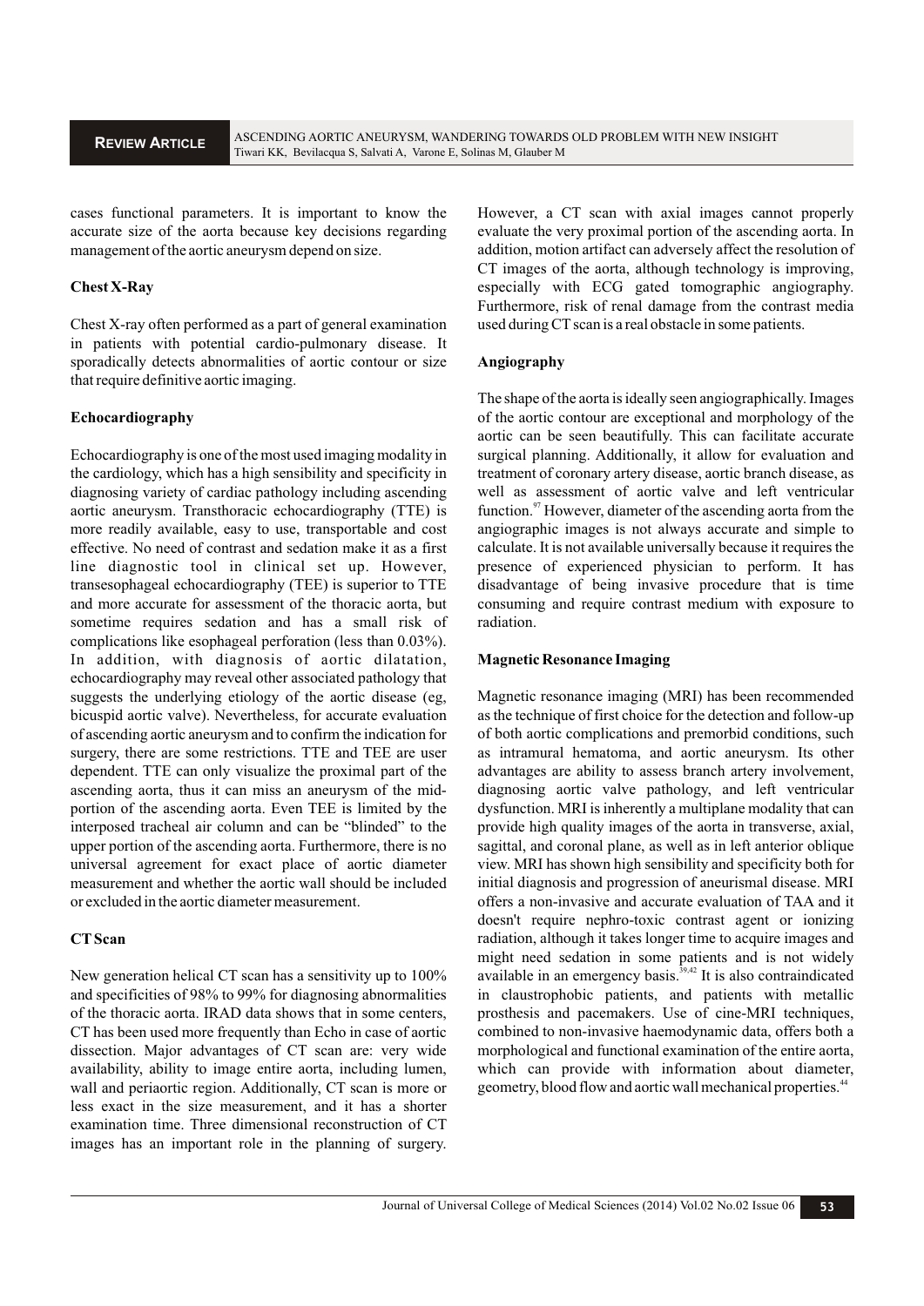cases functional parameters. It is important to know the accurate size of the aorta because key decisions regarding management of the aortic aneurysm depend on size.

### Chest X-Ray

Chest X-ray often performed as a part of general examination in patients with potential cardio-pulmonary disease. It sporadically detects abnormalities of aortic contour or size that require definitive aortic imaging.

### Echocardiography

Echocardiography is one of the most used imaging modality in the cardiology, which has a high sensibility and specificity in diagnosing variety of cardiac pathology including ascending aortic aneurysm. Transthoracic echocardiography (TTE) is more readily available, easy to use, transportable and cost effective. No need of contrast and sedation make it as a first line diagnostic tool in clinical set up. However, transesophageal echocardiography (TEE) is superior to TTE and more accurate for assessment of the thoracic aorta, but sometime requires sedation and has a small risk of complications like esophageal perforation (less than 0.03%). In addition, with diagnosis of aortic dilatation, echocardiography may reveal other associated pathology that suggests the underlying etiology of the aortic disease (eg, bicuspid aortic valve). Nevertheless, for accurate evaluation of ascending aortic aneurysm and to confirm the indication for surgery, there are some restrictions. TTE and TEE are user dependent. TTE can only visualize the proximal part of the ascending aorta, thus it can miss an aneurysm of the mid-portion of the ascending aorta. Even TEE is limited by the interposed tracheal air column and can be "blinded" to the upper portion of the ascending aorta. Furthermore, there is no universal agreement for exact place of aortic diameter measurement and whether the aortic wall should be included or excluded in the aortic diameter measurement.

### CT Scan

New generation helical CT scan has a sensitivity up to 100% and specificities of 98% to 99% for diagnosing abnormalities of the thoracic aorta. IRAD data shows that in some centers, CT has been used more frequently than Echo in case of aortic dissection. Major advantages of CT scan are: very wide availability, ability to image entire aorta, including lumen, wall and periaortic region. Additionally, CT scan is more or less exact in the size measurement, and it has a shorter examination time. Three dimensional reconstruction of CT images has an important role in the planning of surgery. However, a CT scan with axial images cannot properly evaluate the very proximal portion of the ascending aorta. In addition, motion artifact can adversely affect the resolution of CT images of the aorta, although technology is improving, especially with ECG gated tomographic angiography. Furthermore, risk of renal damage from the contrast media used during CT scan is a real obstacle in some patients.

### Angiography

The shape of the aorta is ideally seen angiographically. Images of the aortic contour are exceptional and morphology of the aortic can be seen beautifully. This can facilitate accurate surgical planning. Additionally, it allow for evaluation and treatment of coronary artery disease, aortic branch disease, as well as assessment of aortic valve and left ventricular function.[97] However, diameter of the ascending aorta from the angiographic images is not always accurate and simple to calculate. It is not available universally because it requires the presence of experienced physician to perform. It has disadvantage of being invasive procedure that is time consuming and require contrast medium with exposure to radiation.

### Magnetic Resonance Imaging

Magnetic resonance imaging (MRI) has been recommended as the technique of first choice for the detection and follow-up of both aortic complications and premorbid conditions, such as intramural hematoma, and aortic aneurysm. Its other advantages are ability to assess branch artery involvement, diagnosing aortic valve pathology, and left ventricular dysfunction. MRI is inherently a multiplane modality that can provide high quality images of the aorta in transverse, axial, sagittal, and coronal plane, as well as in left anterior oblique view. MRI has shown high sensibility and specificity both for initial diagnosis and progression of aneurismal disease. MRI offers a non-invasive and accurate evaluation of TAA and it doesn't require nephro-toxic contrast agent or ionizing radiation, although it takes longer time to acquire images and might need sedation in some patients and is not widely available in an emergency basis.[39,42] It is also contraindicated in claustrophobic patients, and patients with metallic prosthesis and pacemakers. Use of cine-MRI techniques, combined to non-invasive haemodynamic data, offers both a morphological and functional examination of the entire aorta, which can provide with information about diameter, geometry, blood flow and aortic wall mechanical properties.[44]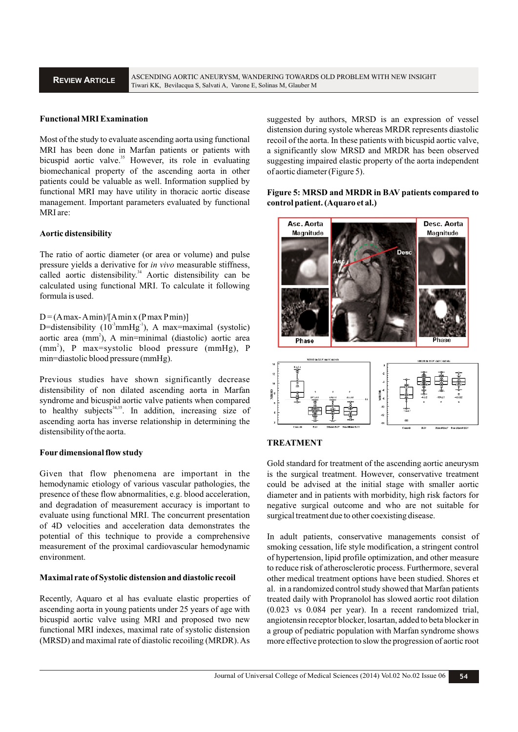### Functional MRI Examination

Most of the study to evaluate ascending aorta using functional MRI has been done in Marfan patients or patients with bicuspid aortic valve.[35] However, its role in evaluating biomechanical property of the ascending aorta in other patients could be valuable as well. Information supplied by functional MRI may have utility in thoracic aortic disease management. Important parameters evaluated by functional MRI are:

### Aortic distensibility

The ratio of aortic diameter (or area or volume) and pulse pressure yields a derivative for *in vivo* measurable stiffness, called aortic distensibility.[34] Aortic distensibility can be calculated using functional MRI. To calculate it following formula is used.

$D = (A max - A min)/[A min \times (P max \; P min)]$

D=distensibility ($10^{-3}mmHg^{-1}$), A max=maximal (systolic) aortic area ($mm^2$), A min=minimal (diastolic) aortic area ($mm^2$), P max=systolic blood pressure (mmHg), P min=diastolic blood pressure (mmHg).

Previous studies have shown significantly decrease distensibility of non dilated ascending aorta in Marfan syndrome and bicuspid aortic valve patients when compared to healthy subjects[34,35]. In addition, increasing size of ascending aorta has inverse relationship in determining the distensibility of the aorta.

### Four dimensional flow study

Given that flow phenomena are important in the hemodynamic etiology of various vascular pathologies, the presence of these flow abnormalities, e.g. blood acceleration, and degradation of measurement accuracy is important to evaluate using functional MRI. The concurrent presentation of 4D velocities and acceleration data demonstrates the potential of this technique to provide a comprehensive measurement of the proximal cardiovascular hemodynamic environment.

### Maximal rate of Systolic distension and diastolic recoil

Recently, Aquaro et al has evaluate elastic properties of ascending aorta in young patients under 25 years of age with bicuspid aortic valve using MRI and proposed two new functional MRI indexes, maximal rate of systolic distension (MRSD) and maximal rate of diastolic recoiling (MRDR). As suggested by authors, MRSD is an expression of vessel distension during systole whereas MRDR represents diastolic recoil of the aorta. In these patients with bicuspid aortic valve, a significantly slow MRSD and MRDR has been observed suggesting impaired elastic property of the aorta independent of aortic diameter (Figure 5).

**Figure 5: MRSD and MRDR in BAV patients compared to control patient. (Aquaro et al.)**

## TREATMENT

Gold standard for treatment of the ascending aortic aneurysm is the surgical treatment. However, conservative treatment could be advised at the initial stage with smaller aortic diameter and in patients with morbidity, high risk factors for negative surgical outcome and who are not suitable for surgical treatment due to other coexisting disease.

In adult patients, conservative managements consist of smoking cessation, life style modification, a stringent control of hypertension, lipid profile optimization, and other measure to reduce risk of atherosclerotic process. Furthermore, several other medical treatment options have been studied. Shores et al. in a randomized control study showed that Marfan patients treated daily with Propranolol has slowed aortic root dilation (0.023 vs 0.084 per year). In a recent randomized trial, angiotensin receptor blocker, losartan, added to beta blocker in a group of pediatric population with Marfan syndrome shows more effective protection to slow the progression of aortic root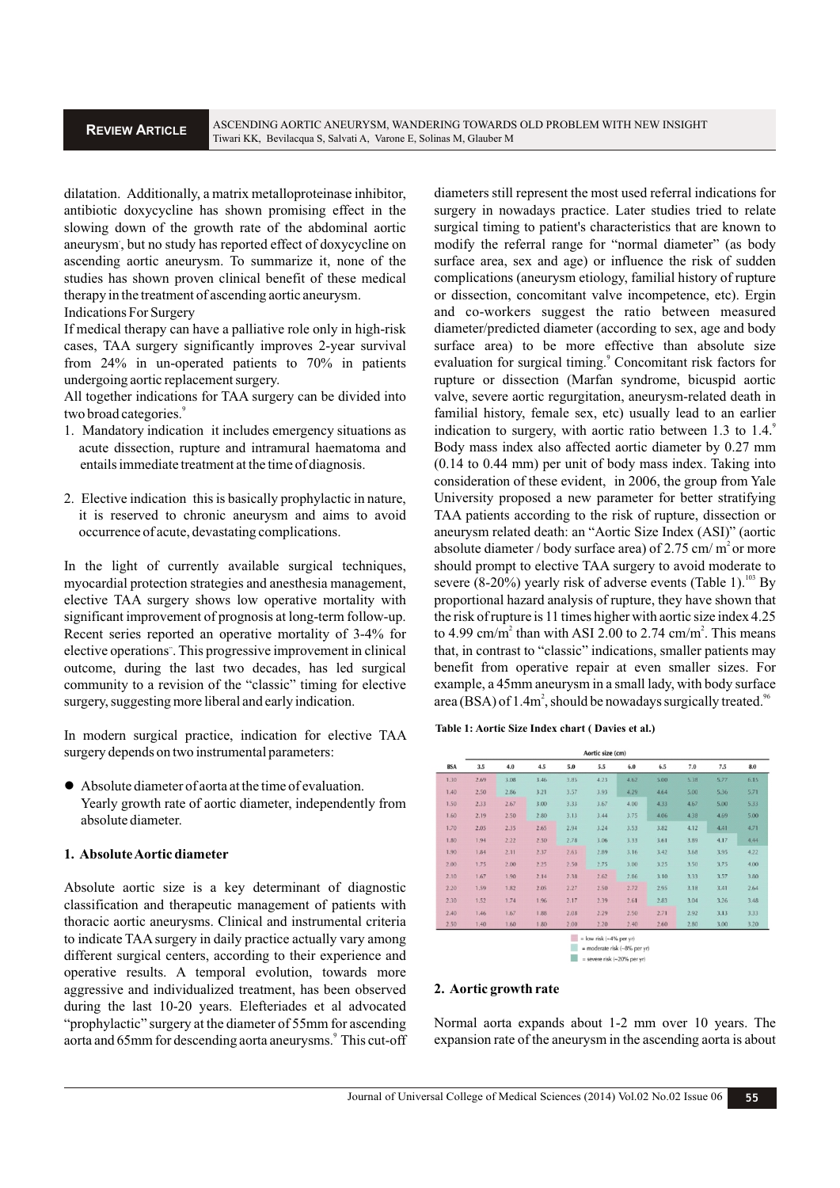dilatation. Additionally, a matrix metalloproteinase inhibitor, antibiotic doxycycline has shown promising effect in the slowing down of the growth rate of the abdominal aortic aneurysm, but no study has reported effect of doxycycline on ascending aortic aneurysm. To summarize it, none of the studies has shown proven clinical benefit of these medical therapy in the treatment of ascending aortic aneurysm.

## Indications For Surgery

If medical therapy can have a palliative role only in high-risk cases, TAA surgery significantly improves 2-year survival from 24% in un-operated patients to 70% in patients undergoing aortic replacement surgery.

All together indications for TAA surgery can be divided into two broad categories.[9]

1. Mandatory indication it includes emergency situations as acute dissection, rupture and intramural haematoma and entails immediate treatment at the time of diagnosis.
2. Elective indication this is basically prophylactic in nature, it is reserved to chronic aneurysm and aims to avoid occurrence of acute, devastating complications.

In the light of currently available surgical techniques, myocardial protection strategies and anesthesia management, elective TAA surgery shows low operative mortality with significant improvement of prognosis at long-term follow-up. Recent series reported an operative mortality of 3-4% for elective operations. This progressive improvement in clinical outcome, during the last two decades, has led surgical community to a revision of the "classic" timing for elective surgery, suggesting more liberal and early indication.

In modern surgical practice, indication for elective TAA surgery depends on two instrumental parameters:

- Absolute diameter of aorta at the time of evaluation.
  Yearly growth rate of aortic diameter, independently from absolute diameter.

### 1. Absolute Aortic diameter

Absolute aortic size is a key determinant of diagnostic classification and therapeutic management of patients with thoracic aortic aneurysms. Clinical and instrumental criteria to indicate TAA surgery in daily practice actually vary among different surgical centers, according to their experience and operative results. A temporal evolution, towards more aggressive and individualized treatment, has been observed during the last 10-20 years. Elefteriades et al advocated "prophylactic" surgery at the diameter of 55mm for ascending aorta and 65mm for descending aorta aneurysms.[9] This cut-off diameters still represent the most used referral indications for surgery in nowadays practice. Later studies tried to relate surgical timing to patient's characteristics that are known to modify the referral range for "normal diameter" (as body surface area, sex and age) or influence the risk of sudden complications (aneurysm etiology, familial history of rupture or dissection, concomitant valve incompetence, etc). Ergin and co-workers suggest the ratio between measured diameter/predicted diameter (according to sex, age and body surface area) to be more effective than absolute size evaluation for surgical timing.[9] Concomitant risk factors for rupture or dissection (Marfan syndrome, bicuspid aortic valve, severe aortic regurgitation, aneurysm-related death in familial history, female sex, etc) usually lead to an earlier indication to surgery, with aortic ratio between 1.3 to 1.4.[9] Body mass index also affected aortic diameter by 0.27 mm (0.14 to 0.44 mm) per unit of body mass index. Taking into consideration of these evident, in 2006, the group from Yale University proposed a new parameter for better stratifying TAA patients according to the risk of rupture, dissection or aneurysm related death: an "Aortic Size Index (ASI)" (aortic absolute diameter / body surface area) of 2.75 cm/ $m^2$ or more should prompt to elective TAA surgery to avoid moderate to severe (8-20%) yearly risk of adverse events (Table 1).[103] By proportional hazard analysis of rupture, they have shown that the risk of rupture is 11 times higher with aortic size index 4.25 to 4.99 cm/$m^2$ than with ASI 2.00 to 2.74 cm/$m^2$. This means that, in contrast to "classic" indications, smaller patients may benefit from operative repair at even smaller sizes. For example, a 45mm aneurysm in a small lady, with body surface area (BSA) of 1.4$m^2$, should be nowadays surgically treated.[96]

**Table 1: Aortic Size Index chart ( Davies et al.)**

| BSA | Aortic size (cm) 3.5 | 4.0 | 4.5 | 5.0 | 5.5 | 6.0 | 6.5 | 7.0 | 7.5 | 8.0 |
|---|---|---|---|---|---|---|---|---|---|---|
| 1.30 | 2.69 | 3.08 | 3.46 | 3.85 | 4.23 | 4.62 | 5.00 | 5.38 | 5.77 | 6.15 |
| 1.40 | 2.50 | 2.86 | 3.21 | 3.57 | 3.93 | 4.29 | 4.64 | 5.00 | 5.36 | 5.71 |
| 1.50 | 2.33 | 2.67 | 3.00 | 3.33 | 3.67 | 4.00 | 4.33 | 4.67 | 5.00 | 5.33 |
| 1.60 | 2.19 | 2.50 | 2.80 | 3.13 | 3.44 | 3.75 | 4.06 | 4.38 | 4.69 | 5.00 |
| 1.70 | 2.05 | 2.35 | 2.65 | 2.94 | 3.24 | 3.53 | 3.82 | 4.12 | 4.41 | 4.71 |
| 1.80 | 1.94 | 2.22 | 2.50 | 2.78 | 3.06 | 3.33 | 3.61 | 3.89 | 4.17 | 4.44 |
| 1.90 | 1.84 | 2.11 | 2.37 | 2.63 | 2.89 | 3.16 | 3.42 | 3.68 | 3.95 | 4.22 |
| 2.00 | 1.75 | 2.00 | 2.25 | 2.50 | 2.75 | 3.00 | 3.25 | 3.50 | 3.75 | 4.00 |
| 2.10 | 1.67 | 1.90 | 2.14 | 2.38 | 2.62 | 2.86 | 3.10 | 3.33 | 3.57 | 3.80 |
| 2.20 | 1.59 | 1.82 | 2.05 | 2.27 | 2.50 | 2.72 | 2.95 | 3.18 | 3.41 | 3.64 |
| 2.30 | 1.52 | 1.74 | 1.96 | 2.17 | 2.39 | 2.61 | 2.83 | 3.04 | 3.26 | 3.48 |
| 2.40 | 1.46 | 1.67 | 1.88 | 2.08 | 2.29 | 2.50 | 2.71 | 2.92 | 3.13 | 3.33 |
| 2.50 | 1.40 | 1.60 | 1.80 | 2.00 | 2.20 | 2.40 | 2.60 | 2.80 | 3.00 | 3.20 |

= low risk (~4% per yr)
= moderate risk (~8% per yr)
= severe risk (~20% per yr)

### 2. Aortic growth rate

Normal aorta expands about 1-2 mm over 10 years. The expansion rate of the aneurysm in the ascending aorta is about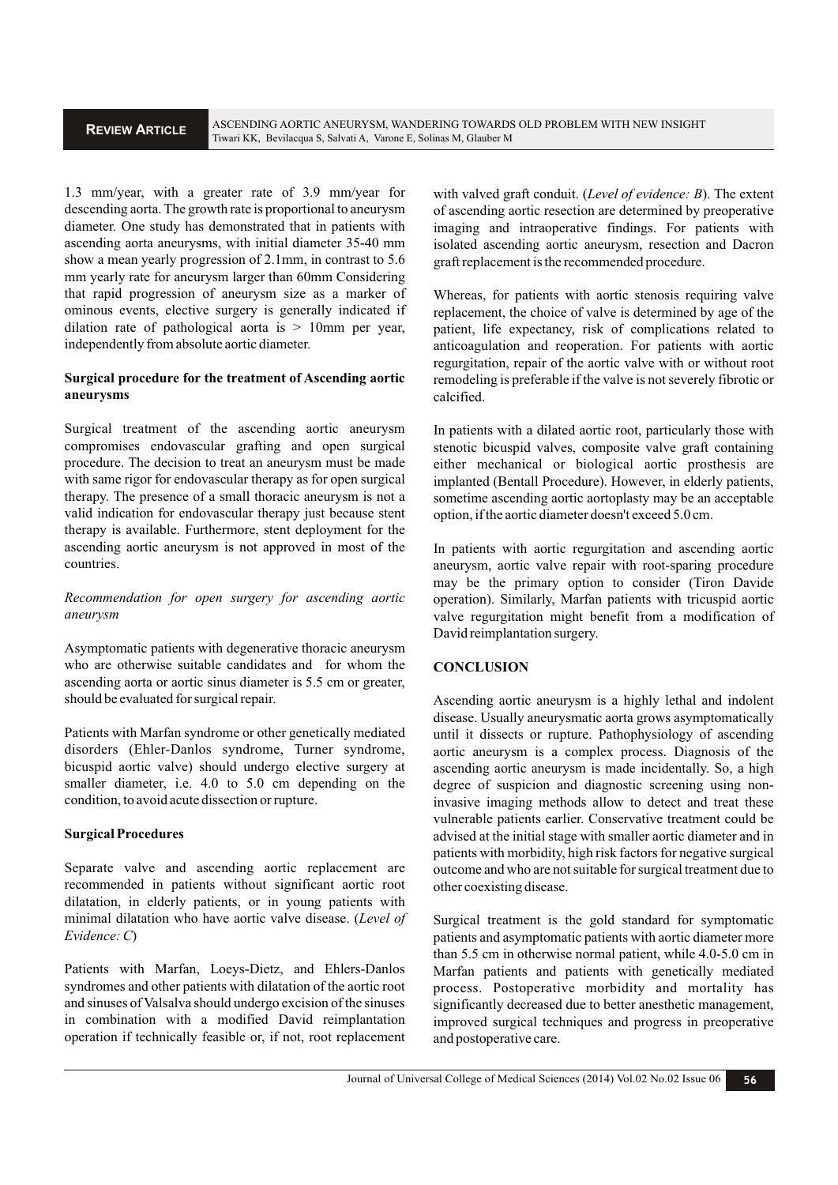1.3 mm/year, with a greater rate of 3.9 mm/year for descending aorta. The growth rate is proportional to aneurysm diameter. One study has demonstrated that in patients with ascending aorta aneurysms, with initial diameter 35-40 mm show a mean yearly progression of 2.1mm, in contrast to 5.6 mm yearly rate for aneurysm larger than 60mm Considering that rapid progression of aneurysm size as a marker of ominous events, elective surgery is generally indicated if dilation rate of pathological aorta is > 10mm per year, independently from absolute aortic diameter.

### Surgical procedure for the treatment of Ascending aortic aneurysms

Surgical treatment of the ascending aortic aneurysm compromises endovascular grafting and open surgical procedure. The decision to treat an aneurysm must be made with same rigor for endovascular therapy as for open surgical therapy. The presence of a small thoracic aneurysm is not a valid indication for endovascular therapy just because stent therapy is available. Furthermore, stent deployment for the ascending aortic aneurysm is not approved in most of the countries.

*Recommendation for open surgery for ascending aortic aneurysm*

Asymptomatic patients with degenerative thoracic aneurysm who are otherwise suitable candidates and for whom the ascending aorta or aortic sinus diameter is 5.5 cm or greater, should be evaluated for surgical repair.

Patients with Marfan syndrome or other genetically mediated disorders (Ehler-Danlos syndrome, Turner syndrome, bicuspid aortic valve) should undergo elective surgery at smaller diameter, i.e. 4.0 to 5.0 cm depending on the condition, to avoid acute dissection or rupture.

### Surgical Procedures

Separate valve and ascending aortic replacement are recommended in patients without significant aortic root dilatation, in elderly patients, or in young patients with minimal dilatation who have aortic valve disease. (*Level of Evidence: C*)

Patients with Marfan, Loeys-Dietz, and Ehlers-Danlos syndromes and other patients with dilatation of the aortic root and sinuses of Valsalva should undergo excision of the sinuses in combination with a modified David reimplantation operation if technically feasible or, if not, root replacement with valved graft conduit. (*Level of evidence: B*). The extent of ascending aortic resection are determined by preoperative imaging and intraoperative findings. For patients with isolated ascending aortic aneurysm, resection and Dacron graft replacement is the recommended procedure.

Whereas, for patients with aortic stenosis requiring valve replacement, the choice of valve is determined by age of the patient, life expectancy, risk of complications related to anticoagulation and reoperation. For patients with aortic regurgitation, repair of the aortic valve with or without root remodeling is preferable if the valve is not severely fibrotic or calcified.

In patients with a dilated aortic root, particularly those with stenotic bicuspid valves, composite valve graft containing either mechanical or biological aortic prosthesis are implanted (Bentall Procedure). However, in elderly patients, sometime ascending aortic aortoplasty may be an acceptable option, if the aortic diameter doesn't exceed 5.0 cm.

In patients with aortic regurgitation and ascending aortic aneurysm, aortic valve repair with root-sparing procedure may be the primary option to consider (Tiron Davide operation). Similarly, Marfan patients with tricuspid aortic valve regurgitation might benefit from a modification of David reimplantation surgery.

## CONCLUSION

Ascending aortic aneurysm is a highly lethal and indolent disease. Usually aneurysmatic aorta grows asymptomatically until it dissects or rupture. Pathophysiology of ascending aortic aneurysm is a complex process. Diagnosis of the ascending aortic aneurysm is made incidentally. So, a high degree of suspicion and diagnostic screening using non-invasive imaging methods allow to detect and treat these vulnerable patients earlier. Conservative treatment could be advised at the initial stage with smaller aortic diameter and in patients with morbidity, high risk factors for negative surgical outcome and who are not suitable for surgical treatment due to other coexisting disease.

Surgical treatment is the gold standard for symptomatic patients and asymptomatic patients with aortic diameter more than 5.5 cm in otherwise normal patient, while 4.0-5.0 cm in Marfan patients and patients with genetically mediated process. Postoperative morbidity and mortality has significantly decreased due to better anesthetic management, improved surgical techniques and progress in preoperative and postoperative care.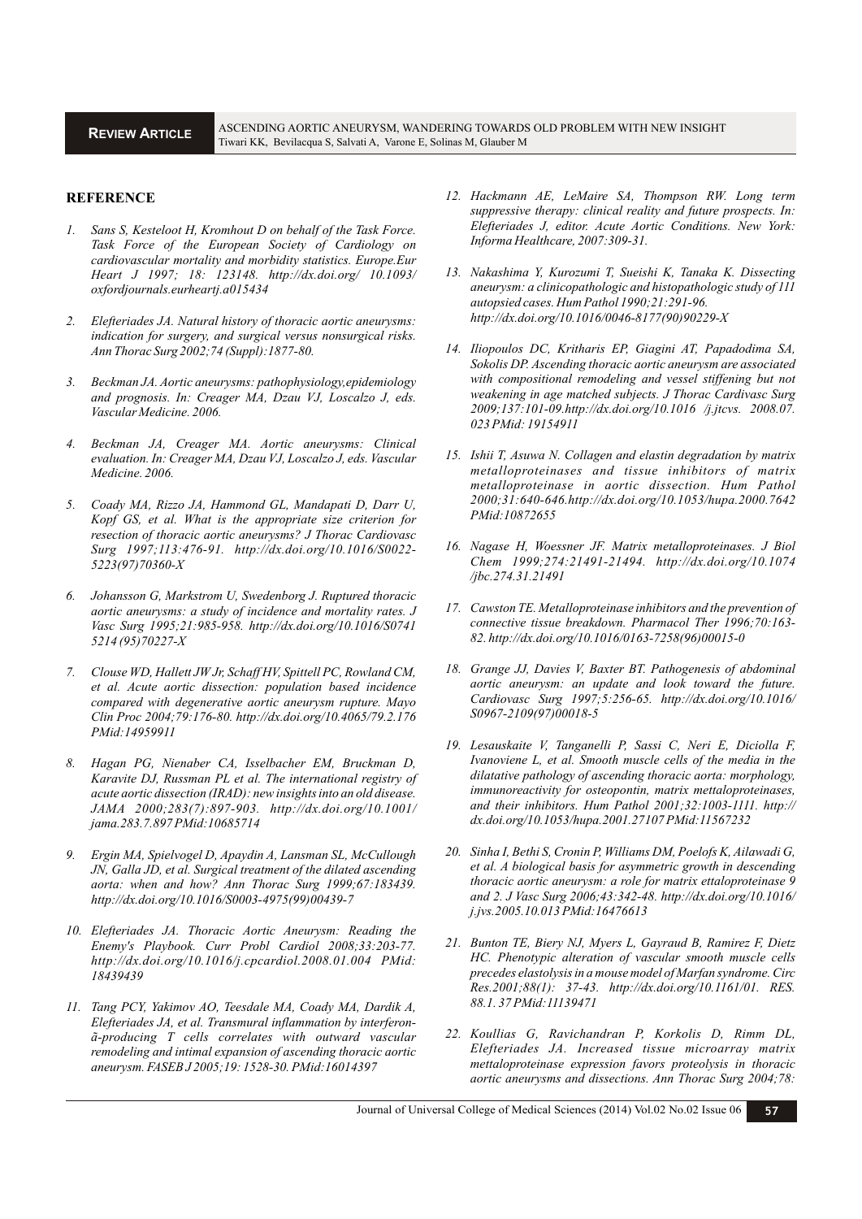## REFERENCE

1. *Sans S, Kesteloot H, Kromhout D on behalf of the Task Force. Task Force of the European Society of Cardiology on cardiovascular mortality and morbidity statistics. Europe.Eur Heart J 1997; 18: 123148. http://dx.doi.org/ 10.1093/ oxfordjournals.eurheartj.a015434*

2. *Elefteriades JA. Natural history of thoracic aortic aneurysms: indication for surgery, and surgical versus nonsurgical risks. Ann Thorac Surg 2002;74 (Suppl):1877-80.*

3. *Beckman JA. Aortic aneurysms: pathophysiology,epidemiology and prognosis. In: Creager MA, Dzau VJ, Loscalzo J, eds. Vascular Medicine. 2006.*

4. *Beckman JA, Creager MA. Aortic aneurysms: Clinical evaluation. In: Creager MA, Dzau VJ, Loscalzo J, eds. Vascular Medicine. 2006.*

5. *Coady MA, Rizzo JA, Hammond GL, Mandapati D, Darr U, Kopf GS, et al. What is the appropriate size criterion for resection of thoracic aortic aneurysms? J Thorac Cardiovasc Surg 1997;113:476-91. http://dx.doi.org/10.1016/S0022-5223(97)70360-X*

6. *Johansson G, Markstrom U, Swedenborg J. Ruptured thoracic aortic aneurysms: a study of incidence and mortality rates. J Vasc Surg 1995;21:985-958. http://dx.doi.org/10.1016/S0741 5214 (95)70227-X*

7. *Clouse WD, Hallett JW Jr, Schaff HV, Spittell PC, Rowland CM, et al. Acute aortic dissection: population based incidence compared with degenerative aortic aneurysm rupture. Mayo Clin Proc 2004;79:176-80. http://dx.doi.org/10.4065/79.2.176 PMid:14959911*

8. *Hagan PG, Nienaber CA, Isselbacher EM, Bruckman D, Karavite DJ, Russman PL et al. The international registry of acute aortic dissection (IRAD): new insights into an old disease. JAMA 2000;283(7):897-903. http://dx.doi.org/10.1001/ jama.283.7.897 PMid:10685714*

9. *Ergin MA, Spielvogel D, Apaydin A, Lansman SL, McCullough JN, Galla JD, et al. Surgical treatment of the dilated ascending aorta: when and how? Ann Thorac Surg 1999;67:183439. http://dx.doi.org/10.1016/S0003-4975(99)00439-7*

10. *Elefteriades JA. Thoracic Aortic Aneurysm: Reading the Enemy's Playbook. Curr Probl Cardiol 2008;33:203-77. http://dx.doi.org/10.1016/j.cpcardiol.2008.01.004 PMid: 18439439*

11. *Tang PCY, Yakimov AO, Teesdale MA, Coady MA, Dardik A, Elefteriades JA, et al. Transmural inflammation by interferon-ã-producing T cells correlates with outward vascular remodeling and intimal expansion of ascending thoracic aortic aneurysm. FASEB J 2005;19: 1528-30. PMid:16014397*

12. *Hackmann AE, LeMaire SA, Thompson RW. Long term suppressive therapy: clinical reality and future prospects. In: Elefteriades J, editor. Acute Aortic Conditions. New York: Informa Healthcare, 2007:309-31.*

13. *Nakashima Y, Kurozumi T, Sueishi K, Tanaka K. Dissecting aneurysm: a clinicopathologic and histopathologic study of 111 autopsied cases. Hum Pathol 1990;21:291-96. http://dx.doi.org/10.1016/0046-8177(90)90229-X*

14. *Iliopoulos DC, Kritharis EP, Giagini AT, Papadodima SA, Sokolis DP. Ascending thoracic aortic aneurysm are associated with compositional remodeling and vessel stiffening but not weakening in age matched subjects. J Thorac Cardivasc Surg 2009;137:101-09.http://dx.doi.org/10.1016 /j.jtcvs. 2008.07. 023 PMid: 19154911*

15. *Ishii T, Asuwa N. Collagen and elastin degradation by matrix metalloproteinases and tissue inhibitors of matrix metalloproteinase in aortic dissection. Hum Pathol 2000;31:640-646.http://dx.doi.org/10.1053/hupa.2000.7642 PMid:10872655*

16. *Nagase H, Woessner JF. Matrix metalloproteinases. J Biol Chem 1999;274:21491-21494. http://dx.doi.org/10.1074 /jbc.274.31.21491*

17. *Cawston TE. Metalloproteinase inhibitors and the prevention of connective tissue breakdown. Pharmacol Ther 1996;70:163-82. http://dx.doi.org/10.1016/0163-7258(96)00015-0*

18. *Grange JJ, Davies V, Baxter BT. Pathogenesis of abdominal aortic aneurysm: an update and look toward the future. Cardiovasc Surg 1997;5:256-65. http://dx.doi.org/10.1016/ S0967-2109(97)00018-5*

19. *Lesauskaite V, Tanganelli P, Sassi C, Neri E, Diciolla F, Ivanoviene L, et al. Smooth muscle cells of the media in the dilatative pathology of ascending thoracic aorta: morphology, immunoreactivity for osteopontin, matrix mettaloproteinases, and their inhibitors. Hum Pathol 2001;32:1003-1111. http:// dx.doi.org/10.1053/hupa.2001.27107 PMid:11567232*

20. *Sinha I, Bethi S, Cronin P, Williams DM, Poelofs K, Ailawadi G, et al. A biological basis for asymmetric growth in descending thoracic aortic aneurysm: a role for matrix ettaloproteinase 9 and 2. J Vasc Surg 2006;43:342-48. http://dx.doi.org/10.1016/ j.jvs.2005.10.013 PMid:16476613*

21. *Bunton TE, Biery NJ, Myers L, Gayraud B, Ramirez F, Dietz HC. Phenotypic alteration of vascular smooth muscle cells precedes elastolysis in a mouse model of Marfan syndrome. Circ Res.2001;88(1): 37-43. http://dx.doi.org/10.1161/01. RES. 88.1. 37 PMid:11139471*

22. *Koullias G, Ravichandran P, Korkolis D, Rimm DL, Elefteriades JA. Increased tissue microarray matrix mettaloproteinase expression favors proteolysis in thoracic aortic aneurysms and dissections. Ann Thorac Surg 2004;78:*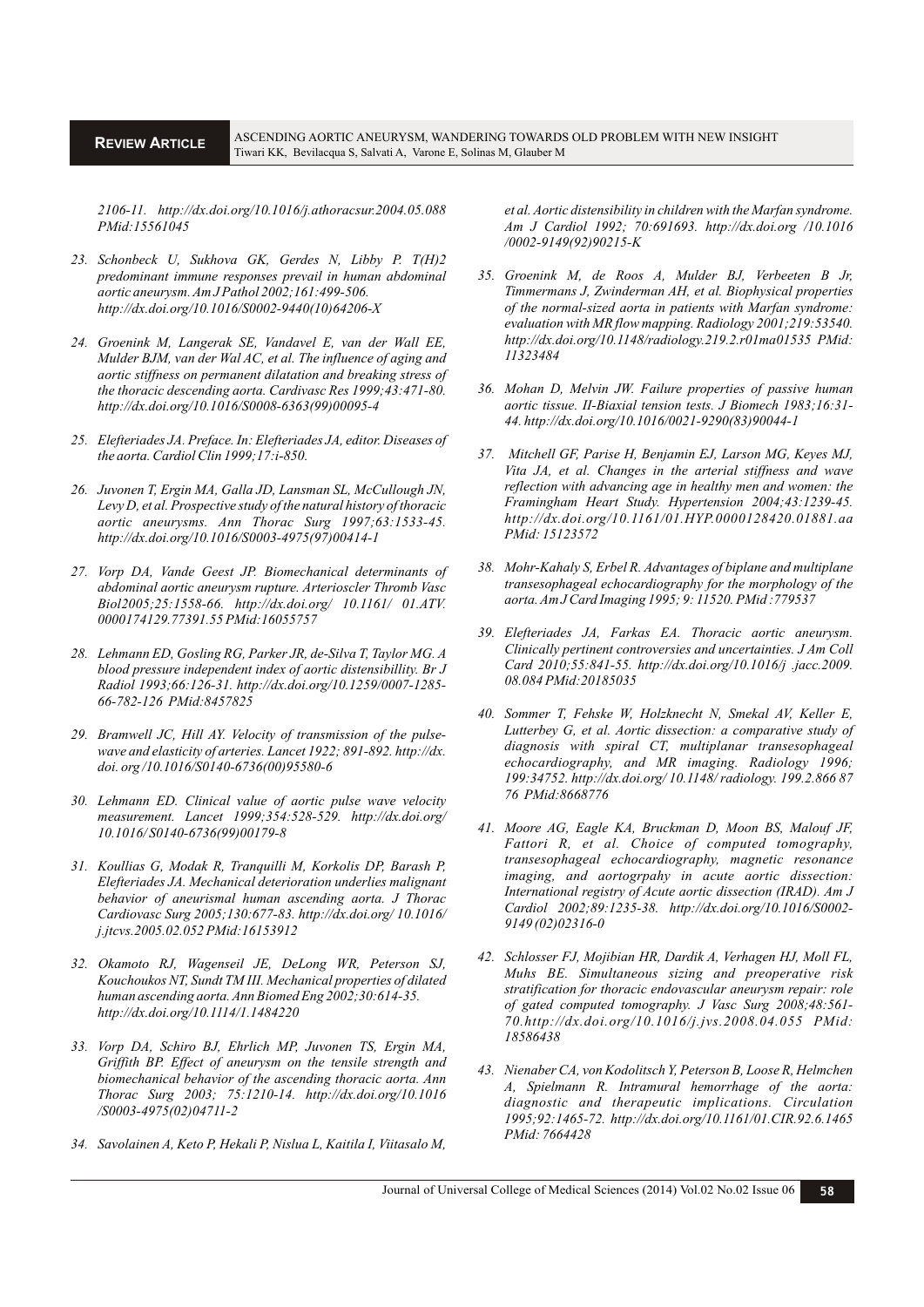*2106-11. http://dx.doi.org/10.1016/j.athoracsur.2004.05.088 PMid:15561045*

23. *Schonbeck U, Sukhova GK, Gerdes N, Libby P. T(H)2 predominant immune responses prevail in human abdominal aortic aneurysm. Am J Pathol 2002;161:499-506. http://dx.doi.org/10.1016/S0002-9440(10)64206-X*

24. *Groenink M, Langerak SE, Vandavel E, van der Wall EE, Mulder BJM, van der Wal AC, et al. The influence of aging and aortic stiffness on permanent dilatation and breaking stress of the thoracic descending aorta. Cardivasc Res 1999;43:471-80. http://dx.doi.org/10.1016/S0008-6363(99)00095-4*

25. *Elefteriades JA. Preface. In: Elefteriades JA, editor. Diseases of the aorta. Cardiol Clin 1999;17:i-850.*

26. *Juvonen T, Ergin MA, Galla JD, Lansman SL, McCullough JN, Levy D, et al. Prospective study of the natural history of thoracic aortic aneurysms. Ann Thorac Surg 1997;63:1533-45. http://dx.doi.org/10.1016/S0003-4975(97)00414-1*

27. *Vorp DA, Vande Geest JP. Biomechanical determinants of abdominal aortic aneurysm rupture. Arterioscler Thromb Vasc Biol2005;25:1558-66. http://dx.doi.org/ 10.1161/ 01.ATV. 0000174129.77391.55 PMid:16055757*

28. *Lehmann ED, Gosling RG, Parker JR, de-Silva T, Taylor MG. A blood pressure independent index of aortic distensibillity. Br J Radiol 1993;66:126-31. http://dx.doi.org/10.1259/0007-1285-66-782-126 PMid:8457825*

29. *Bramwell JC, Hill AY. Velocity of transmission of the pulse-wave and elasticity of arteries. Lancet 1922; 891-892. http://dx. doi. org /10.1016/S0140-6736(00)95580-6*

30. *Lehmann ED. Clinical value of aortic pulse wave velocity measurement. Lancet 1999;354:528-529. http://dx.doi.org/ 10.1016/ S0140-6736(99)00179-8*

31. *Koullias G, Modak R, Tranquilli M, Korkolis DP, Barash P, Elefteriades JA. Mechanical deterioration underlies malignant behavior of aneurismal human ascending aorta. J Thorac Cardiovasc Surg 2005;130:677-83. http://dx.doi.org/ 10.1016/ j.jtcvs.2005.02.052 PMid:16153912*

32. *Okamoto RJ, Wagenseil JE, DeLong WR, Peterson SJ, Kouchoukos NT, Sundt TM III. Mechanical properties of dilated human ascending aorta. Ann Biomed Eng 2002;30:614-35. http://dx.doi.org/10.1114/1.1484220*

33. *Vorp DA, Schiro BJ, Ehrlich MP, Juvonen TS, Ergin MA, Griffith BP. Effect of aneurysm on the tensile strength and biomechanical behavior of the ascending thoracic aorta. Ann Thorac Surg 2003; 75:1210-14. http://dx.doi.org/10.1016 /S0003-4975(02)04711-2*

34. *Savolainen A, Keto P, Hekali P, Nislua L, Kaitila I, Viitasalo M, et al. Aortic distensibility in children with the Marfan syndrome. Am J Cardiol 1992; 70:691693. http://dx.doi.org /10.1016 /0002-9149(92)90215-K*

35. *Groenink M, de Roos A, Mulder BJ, Verbeeten B Jr, Timmermans J, Zwinderman AH, et al. Biophysical properties of the normal-sized aorta in patients with Marfan syndrome: evaluation with MR flow mapping. Radiology 2001;219:53540. http://dx.doi.org/10.1148/radiology.219.2.r01ma01535 PMid: 11323484*

36. *Mohan D, Melvin JW. Failure properties of passive human aortic tissue. II-Biaxial tension tests. J Biomech 1983;16:31-44. http://dx.doi.org/10.1016/0021-9290(83)90044-1*

37. *Mitchell GF, Parise H, Benjamin EJ, Larson MG, Keyes MJ, Vita JA, et al. Changes in the arterial stiffness and wave reflection with advancing age in healthy men and women: the Framingham Heart Study. Hypertension 2004;43:1239-45. http://dx.doi.org/10.1161/01.HYP.0000128420.01881.aa PMid: 15123572*

38. *Mohr-Kahaly S, Erbel R. Advantages of biplane and multiplane transesophageal echocardiography for the morphology of the aorta. Am J Card Imaging 1995; 9: 11520. PMid :779537*

39. *Elefteriades JA, Farkas EA. Thoracic aortic aneurysm. Clinically pertinent controversies and uncertainties. J Am Coll Card 2010;55:841-55. http://dx.doi.org/10.1016/j .jacc.2009. 08.084 PMid:20185035*

40. *Sommer T, Fehske W, Holzknecht N, Smekal AV, Keller E, Lutterbey G, et al. Aortic dissection: a comparative study of diagnosis with spiral CT, multiplanar transesophageal echocardiography, and MR imaging. Radiology 1996; 199:34752. http://dx.doi.org/ 10.1148/ radiology. 199.2.866 87 76 PMid:8668776*

41. *Moore AG, Eagle KA, Bruckman D, Moon BS, Malouf JF, Fattori R, et al. Choice of computed tomography, transesophageal echocardiography, magnetic resonance imaging, and aortogrpahy in acute aortic dissection: International registry of Acute aortic dissection (IRAD). Am J Cardiol 2002;89:1235-38. http://dx.doi.org/10.1016/S0002-9149 (02)02316-0*

42. *Schlosser FJ, Mojibian HR, Dardik A, Verhagen HJ, Moll FL, Muhs BE. Simultaneous sizing and preoperative risk stratification for thoracic endovascular aneurysm repair: role of gated computed tomography. J Vasc Surg 2008;48:561-70.http://dx.doi.org/10.1016/j.jvs.2008.04.055 PMid: 18586438*

43. *Nienaber CA, von Kodolitsch Y, Peterson B, Loose R, Helmchen A, Spielmann R. Intramural hemorrhage of the aorta: diagnostic and therapeutic implications. Circulation 1995;92:1465-72. http://dx.doi.org/10.1161/01.CIR.92.6.1465 PMid: 7664428*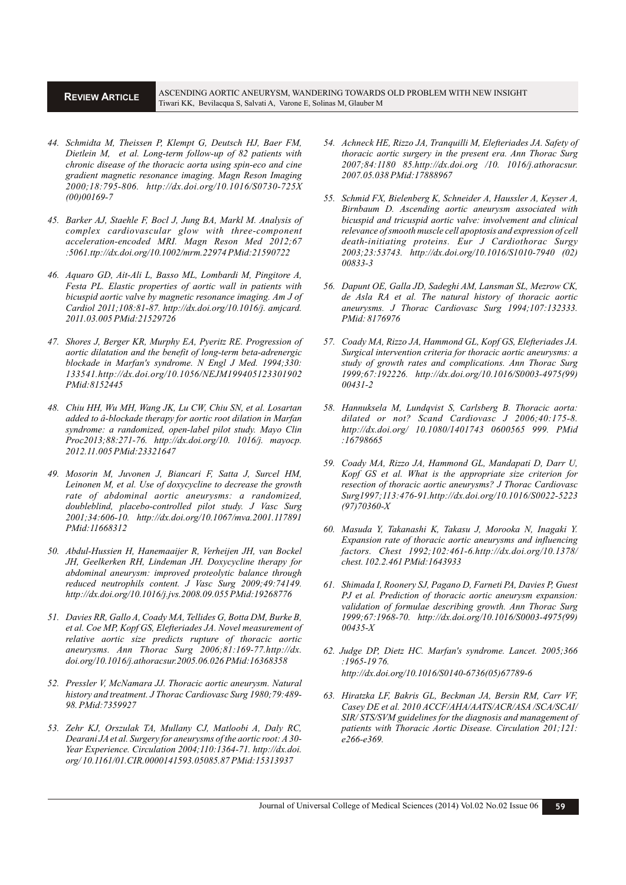44. *Schmidta M, Theissen P, Klempt G, Deutsch HJ, Baer FM, Dietlein M, et al. Long-term follow-up of 82 patients with chronic disease of the thoracic aorta using spin-eco and cine gradient magnetic resonance imaging. Magn Reson Imaging 2000;18:795-806. http://dx.doi.org/10.1016/S0730-725X (00)00169-7*

45. *Barker AJ, Staehle F, Bocl J, Jung BA, Markl M. Analysis of complex cardiovascular glow with three-component acceleration-encoded MRI. Magn Reson Med 2012;67 :5061.ttp://dx.doi.org/10.1002/mrm.22974 PMid:21590722*

46. *Aquaro GD, Ait-Ali L, Basso ML, Lombardi M, Pingitore A, Festa PL. Elastic properties of aortic wall in patients with bicuspid aortic valve by magnetic resonance imaging. Am J of Cardiol 2011;108:81-87. http://dx.doi.org/10.1016/j. amjcard. 2011.03.005 PMid:21529726*

47. *Shores J, Berger KR, Murphy EA, Pyeritz RE. Progression of aortic dilatation and the benefit of long-term beta-adrenergic blockade in Marfan's syndrome. N Engl J Med. 1994;330: 133541.http://dx.doi.org/10.1056/NEJM199405123301902 PMid:8152445*

48. *Chiu HH, Wu MH, Wang JK, Lu CW, Chiu SN, et al. Losartan added to â-blockade therapy for aortic root dilation in Marfan syndrome: a randomized, open-label pilot study. Mayo Clin Proc2013;88:271-76. http://dx.doi.org/10. 1016/j. mayocp. 2012.11.005 PMid:23321647*

49. *Mosorin M, Juvonen J, Biancari F, Satta J, Surcel HM, Leinonen M, et al. Use of doxycycline to decrease the growth rate of abdominal aortic aneurysms: a randomized, doubleblind, placebo-controlled pilot study. J Vasc Surg 2001;34:606-10. http://dx.doi.org/10.1067/mva.2001.117891 PMid:11668312*

50. *Abdul-Hussien H, Hanemaaijer R, Verheijen JH, van Bockel JH, Geelkerken RH, Lindeman JH. Doxycycline therapy for abdominal aneurysm: improved proteolytic balance through reduced neutrophils content. J Vasc Surg 2009;49:74149. http://dx.doi.org/10.1016/j.jvs.2008.09.055 PMid:19268776*

51. *Davies RR, Gallo A, Coady MA, Tellides G, Botta DM, Burke B, et al. Coe MP, Kopf GS, Elefteriades JA. Novel measurement of relative aortic size predicts rupture of thoracic aortic aneurysms. Ann Thorac Surg 2006;81:169-77.http://dx. doi.org/10.1016/j.athoracsur.2005.06.026 PMid:16368358*

52. *Pressler V, McNamara JJ. Thoracic aortic aneurysm. Natural history and treatment. J Thorac Cardiovasc Surg 1980;79:489-98. PMid:7359927*

53. *Zehr KJ, Orszulak TA, Mullany CJ, Matloobi A, Daly RC, Dearani JA et al. Surgery for aneurysms of the aortic root: A 30-Year Experience. Circulation 2004;110:1364-71. http://dx.doi. org/ 10.1161/01.CIR.0000141593.05085.87 PMid:15313937*

54. *Achneck HE, Rizzo JA, Tranquilli M, Elefteriades JA. Safety of thoracic aortic surgery in the present era. Ann Thorac Surg 2007;84:1180 85.http://dx.doi.org /10. 1016/j.athoracsur. 2007.05.038 PMid:17888967*

55. *Schmid FX, Bielenberg K, Schneider A, Haussler A, Keyser A, Birnbaum D. Ascending aortic aneurysm associated with bicuspid and tricuspid aortic valve: involvement and clinical relevance of smooth muscle cell apoptosis and expression of cell death-initiating proteins. Eur J Cardiothorac Surgy 2003;23:53743. http://dx.doi.org/10.1016/S1010-7940 (02) 00833-3*

56. *Dapunt OE, Galla JD, Sadeghi AM, Lansman SL, Mezrow CK, de Asla RA et al. The natural history of thoracic aortic aneurysms. J Thorac Cardiovasc Surg 1994;107:132333. PMid: 8176976*

57. *Coady MA, Rizzo JA, Hammond GL, Kopf GS, Elefteriades JA. Surgical intervention criteria for thoracic aortic aneurysms: a study of growth rates and complications. Ann Thorac Surg 1999;67:192226. http://dx.doi.org/10.1016/S0003-4975(99) 00431-2*

58. *Hannuksela M, Lundqvist S, Carlsberg B. Thoracic aorta: dilated or not? Scand Cardiovasc J 2006;40:175-8. http://dx.doi.org/ 10.1080/1401743 0600565 999. PMid :16798665*

59. *Coady MA, Rizzo JA, Hammond GL, Mandapati D, Darr U, Kopf GS et al. What is the appropriate size criterion for resection of thoracic aortic aneurysms? J Thorac Cardiovasc Surg1997;113:476-91.http://dx.doi.org/10.1016/S0022-5223 (97)70360-X*

60. *Masuda Y, Takanashi K, Takasu J, Morooka N, Inagaki Y. Expansion rate of thoracic aortic aneurysms and influencing factors. Chest 1992;102:461-6.http://dx.doi.org/10.1378/ chest. 102.2.461 PMid:1643933*

61. *Shimada I, Rooney SJ, Pagano D, Farneti PA, Davies P, Guest PJ et al. Prediction of thoracic aortic aneurysm expansion: validation of formulae describing growth. Ann Thorac Surg 1999;67:1968-70. http://dx.doi.org/10.1016/S0003-4975(99) 00435-X*

62. *Judge DP, Dietz HC. Marfan's syndrome. Lancet. 2005;366 :1965-19 76. http://dx.doi.org/10.1016/S0140-6736(05)67789-6*

63. *Hiratzka LF, Bakris GL, Beckman JA, Bersin RM, Carr VF, Casey DE et al. 2010 ACCF/AHA/AATS/ACR/ASA /SCA/SCAI/ SIR/ STS/SVM guidelines for the diagnosis and management of patients with Thoracic Aortic Disease. Circulation 201;121: e266-e369.*